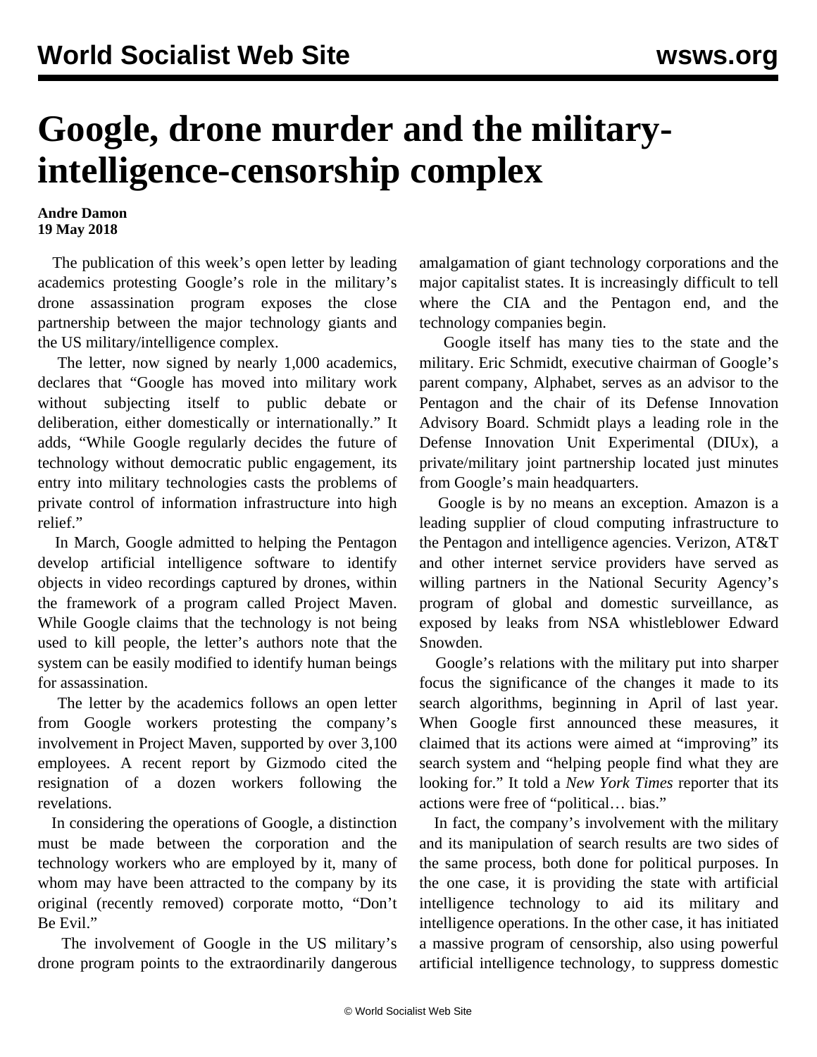# Google, drone murder and the military-intelligence-censorship complex

**Andre Damon**
**19 May 2018**

The publication of this week's open letter by leading academics protesting Google's role in the military's drone assassination program exposes the close partnership between the major technology giants and the US military/intelligence complex.

The letter, now signed by nearly 1,000 academics, declares that "Google has moved into military work without subjecting itself to public debate or deliberation, either domestically or internationally." It adds, "While Google regularly decides the future of technology without democratic public engagement, its entry into military technologies casts the problems of private control of information infrastructure into high relief."

In March, Google admitted to helping the Pentagon develop artificial intelligence software to identify objects in video recordings captured by drones, within the framework of a program called Project Maven. While Google claims that the technology is not being used to kill people, the letter's authors note that the system can be easily modified to identify human beings for assassination.

The letter by the academics follows an open letter from Google workers protesting the company's involvement in Project Maven, supported by over 3,100 employees. A recent report by Gizmodo cited the resignation of a dozen workers following the revelations.

In considering the operations of Google, a distinction must be made between the corporation and the technology workers who are employed by it, many of whom may have been attracted to the company by its original (recently removed) corporate motto, "Don't Be Evil."

The involvement of Google in the US military's drone program points to the extraordinarily dangerous amalgamation of giant technology corporations and the major capitalist states. It is increasingly difficult to tell where the CIA and the Pentagon end, and the technology companies begin.

Google itself has many ties to the state and the military. Eric Schmidt, executive chairman of Google's parent company, Alphabet, serves as an advisor to the Pentagon and the chair of its Defense Innovation Advisory Board. Schmidt plays a leading role in the Defense Innovation Unit Experimental (DIUx), a private/military joint partnership located just minutes from Google's main headquarters.

Google is by no means an exception. Amazon is a leading supplier of cloud computing infrastructure to the Pentagon and intelligence agencies. Verizon, AT&T and other internet service providers have served as willing partners in the National Security Agency's program of global and domestic surveillance, as exposed by leaks from NSA whistleblower Edward Snowden.

Google's relations with the military put into sharper focus the significance of the changes it made to its search algorithms, beginning in April of last year. When Google first announced these measures, it claimed that its actions were aimed at "improving" its search system and "helping people find what they are looking for." It told a *New York Times* reporter that its actions were free of "political… bias."

In fact, the company's involvement with the military and its manipulation of search results are two sides of the same process, both done for political purposes. In the one case, it is providing the state with artificial intelligence technology to aid its military and intelligence operations. In the other case, it has initiated a massive program of censorship, also using powerful artificial intelligence technology, to suppress domestic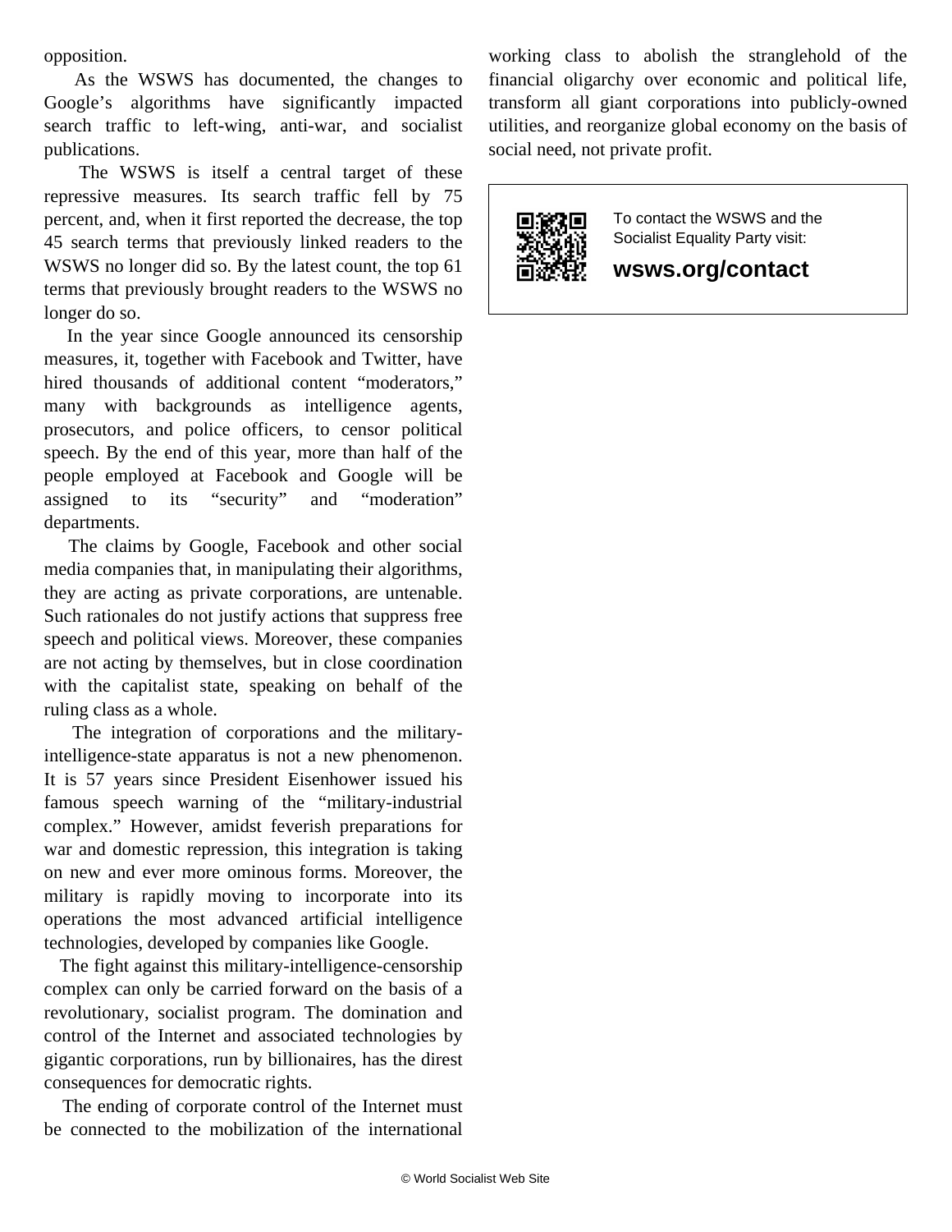opposition.

As the WSWS has documented, the changes to Google's algorithms have significantly impacted search traffic to left-wing, anti-war, and socialist publications.

The WSWS is itself a central target of these repressive measures. Its search traffic fell by 75 percent, and, when it first reported the decrease, the top 45 search terms that previously linked readers to the WSWS no longer did so. By the latest count, the top 61 terms that previously brought readers to the WSWS no longer do so.

In the year since Google announced its censorship measures, it, together with Facebook and Twitter, have hired thousands of additional content "moderators," many with backgrounds as intelligence agents, prosecutors, and police officers, to censor political speech. By the end of this year, more than half of the people employed at Facebook and Google will be assigned to its "security" and "moderation" departments.

The claims by Google, Facebook and other social media companies that, in manipulating their algorithms, they are acting as private corporations, are untenable. Such rationales do not justify actions that suppress free speech and political views. Moreover, these companies are not acting by themselves, but in close coordination with the capitalist state, speaking on behalf of the ruling class as a whole.

The integration of corporations and the military-intelligence-state apparatus is not a new phenomenon. It is 57 years since President Eisenhower issued his famous speech warning of the "military-industrial complex." However, amidst feverish preparations for war and domestic repression, this integration is taking on new and ever more ominous forms. Moreover, the military is rapidly moving to incorporate into its operations the most advanced artificial intelligence technologies, developed by companies like Google.

The fight against this military-intelligence-censorship complex can only be carried forward on the basis of a revolutionary, socialist program. The domination and control of the Internet and associated technologies by gigantic corporations, run by billionaires, has the direst consequences for democratic rights.

The ending of corporate control of the Internet must be connected to the mobilization of the international working class to abolish the stranglehold of the financial oligarchy over economic and political life, transform all giant corporations into publicly-owned utilities, and reorganize global economy on the basis of social need, not private profit.

To contact the WSWS and the Socialist Equality Party visit:

**wsws.org/contact**